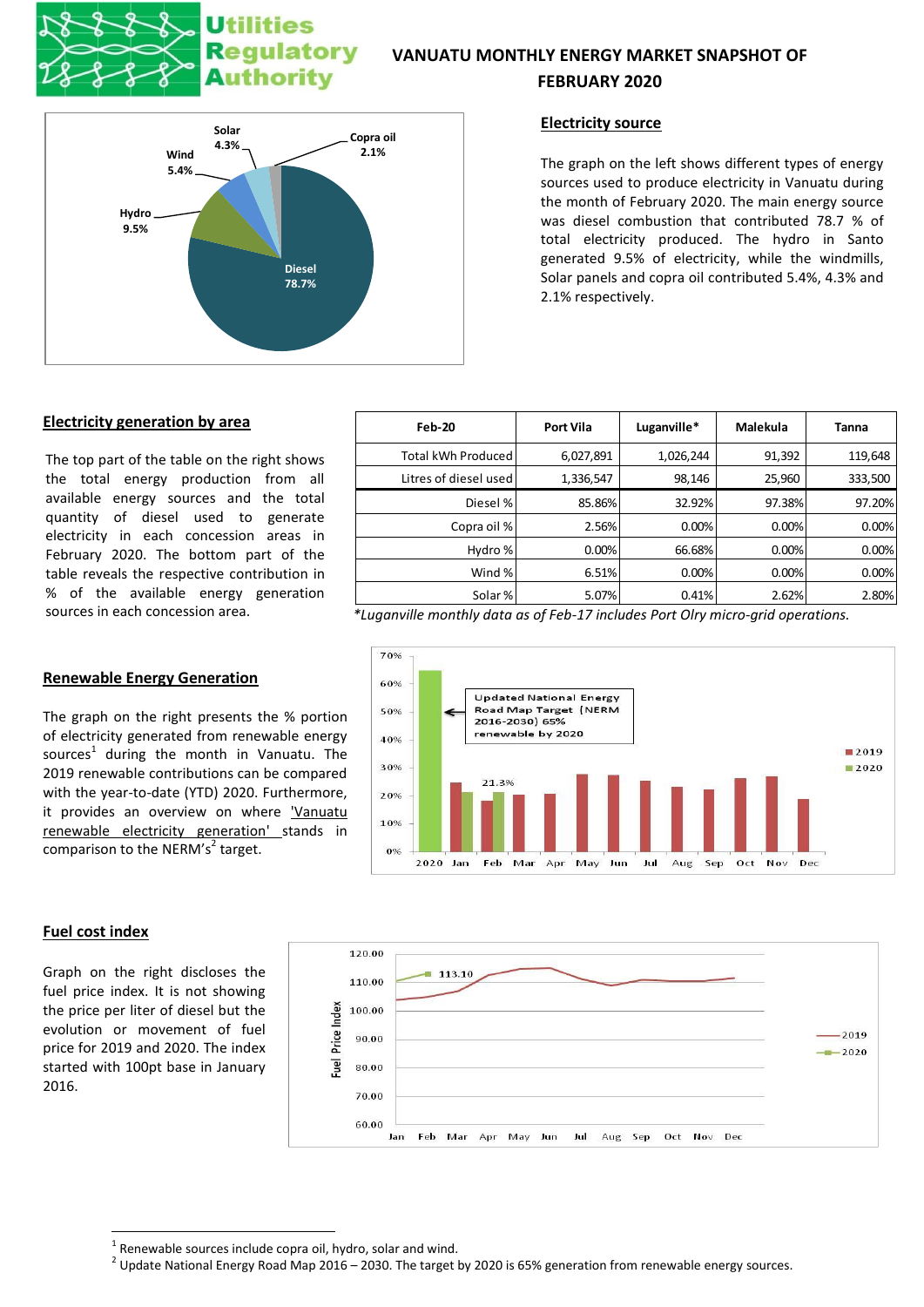# VANUATU MONTHLY ENERGY MARKET SNAPSHOT OF FEBRUARY 2020

## Electricity source

The graph on the left shows different types of energy sources used to produce electricity in Vanuatu during the month of February 2020. The main energy source was diesel combustion that contributed 78.7 % of total electricity produced. The hydro in Santo generated 9.5% of electricity, while the windmills, Solar panels and copra oil contributed 5.4%, 4.3% and 2.1% respectively.

## Electricity generation by area

The top part of the table on the right shows the total energy production from all available energy sources and the total quantity of diesel used to generate electricity in each concession areas in February 2020. The bottom part of the table reveals the respective contribution in % of the available energy generation sources in each concession area.

| Feb-20 | Port Vila | Luganville* | Malekula | Tanna |
|---|---|---|---|---|
| Total kWh Produced | 6,027,891 | 1,026,244 | 91,392 | 119,648 |
| Litres of diesel used | 1,336,547 | 98,146 | 25,960 | 333,500 |
| Diesel % | 85.86% | 32.92% | 97.38% | 97.20% |
| Copra oil % | 2.56% | 0.00% | 0.00% | 0.00% |
| Hydro % | 0.00% | 66.68% | 0.00% | 0.00% |
| Wind % | 6.51% | 0.00% | 0.00% | 0.00% |
| Solar % | 5.07% | 0.41% | 2.62% | 2.80% |

*Luganville monthly data as of Feb-17 includes Port Olry micro-grid operations.*

## Renewable Energy Generation

The graph on the right presents the % portion of electricity generated from renewable energy sources[1] during the month in Vanuatu. The 2019 renewable contributions can be compared with the year-to-date (YTD) 2020. Furthermore, it provides an overview on where 'Vanuatu renewable electricity generation' stands in comparison to the NERM's[2] target.

## Fuel cost index

Graph on the right discloses the fuel price index. It is not showing the price per liter of diesel but the evolution or movement of fuel price for 2019 and 2020. The index started with 100pt base in January 2016.

---

[1] Renewable sources include copra oil, hydro, solar and wind.

[2] Update National Energy Road Map 2016 – 2030. The target by 2020 is 65% generation from renewable energy sources.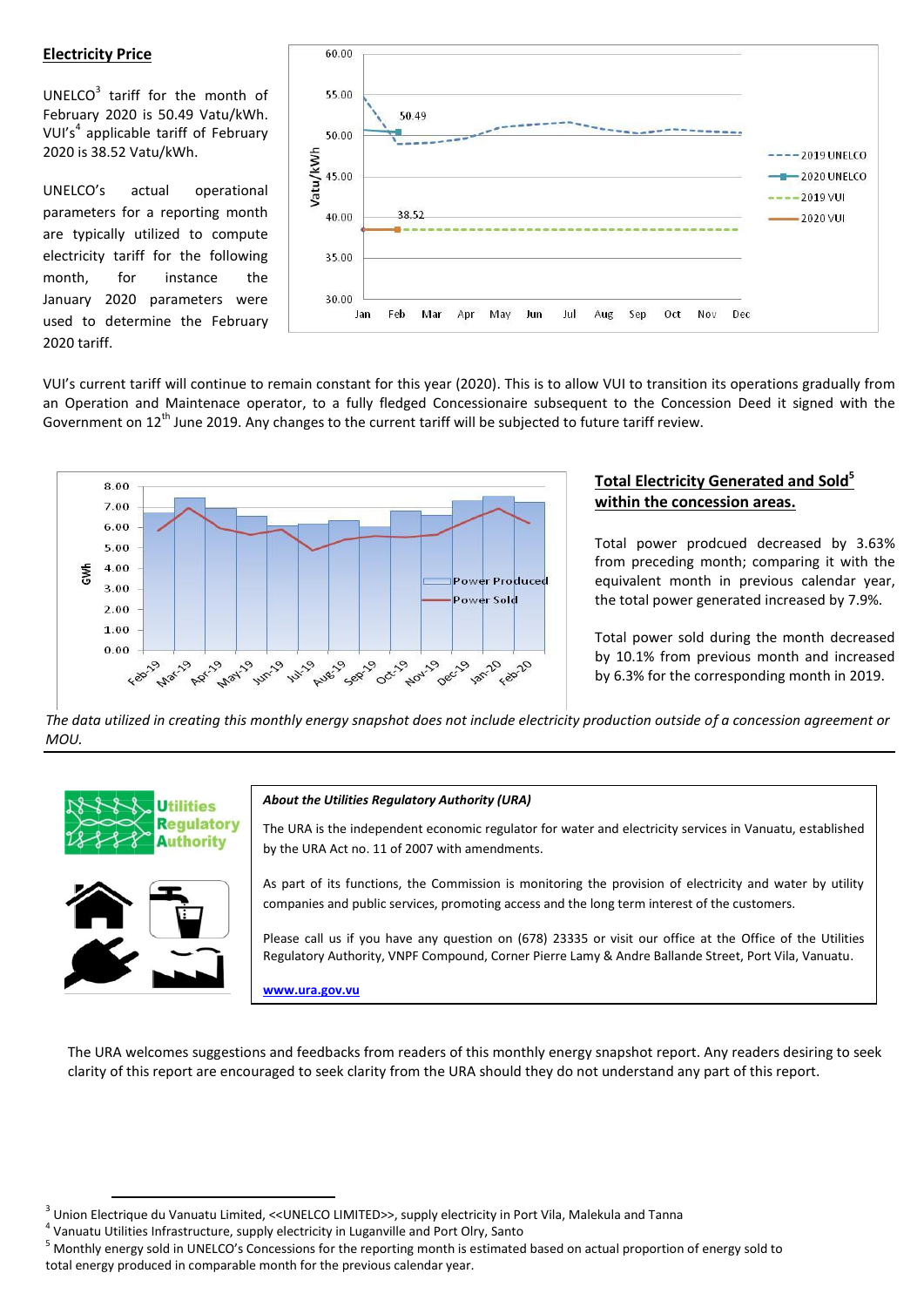## Electricity Price

UNELCO[3] tariff for the month of February 2020 is 50.49 Vatu/kWh. VUI's[4] applicable tariff of February 2020 is 38.52 Vatu/kWh.

UNELCO's actual operational parameters for a reporting month are typically utilized to compute electricity tariff for the following month, for instance the January 2020 parameters were used to determine the February 2020 tariff.

60.00
55.00
50.00
45.00
40.00
35.00
30.00
Vatu/kWh
50.49
38.52
Jan Feb Mar Apr May Jun Jul Aug Sep Oct Nov Dec
2019 UNELCO
2020 UNELCO
2019 VUI
2020 VUI

VUI's current tariff will continue to remain constant for this year (2020). This is to allow VUI to transition its operations gradually from an Operation and Maintenace operator, to a fully fledged Concessionaire subsequent to the Concession Deed it signed with the Government on 12th June 2019. Any changes to the current tariff will be subjected to future tariff review.

8.00
7.00
6.00
5.00
4.00
3.00
2.00
1.00
0.00
GWh
Feb-19 Mar-19 Apr-19 May-19 Jun-19 Jul-19 Aug-19 Sep-19 Oct-19 Nov-19 Dec-19 Jan-20 Feb-20
Power Produced
Power Sold

## Total Electricity Generated and Sold[5] within the concession areas.

Total power prodcued decreased by 3.63% from preceding month; comparing it with the equivalent month in previous calendar year, the total power generated increased by 7.9%.

Total power sold during the month decreased by 10.1% from previous month and increased by 6.3% for the corresponding month in 2019.

*The data utilized in creating this monthly energy snapshot does not include electricity production outside of a concession agreement or MOU.*

Utilities Regulatory Authority

***About the Utilities Regulatory Authority (URA)***

The URA is the independent economic regulator for water and electricity services in Vanuatu, established by the URA Act no. 11 of 2007 with amendments.

As part of its functions, the Commission is monitoring the provision of electricity and water by utility companies and public services, promoting access and the long term interest of the customers.

Please call us if you have any question on (678) 23335 or visit our office at the Office of the Utilities Regulatory Authority, VNPF Compound, Corner Pierre Lamy & Andre Ballande Street, Port Vila, Vanuatu.

www.ura.gov.vu

The URA welcomes suggestions and feedbacks from readers of this monthly energy snapshot report. Any readers desiring to seek clarity of this report are encouraged to seek clarity from the URA should they do not understand any part of this report.

---

[3] Union Electrique du Vanuatu Limited, <<UNELCO LIMITED>>, supply electricity in Port Vila, Malekula and Tanna

[4] Vanuatu Utilities Infrastructure, supply electricity in Luganville and Port Olry, Santo

[5] Monthly energy sold in UNELCO's Concessions for the reporting month is estimated based on actual proportion of energy sold to total energy produced in comparable month for the previous calendar year.